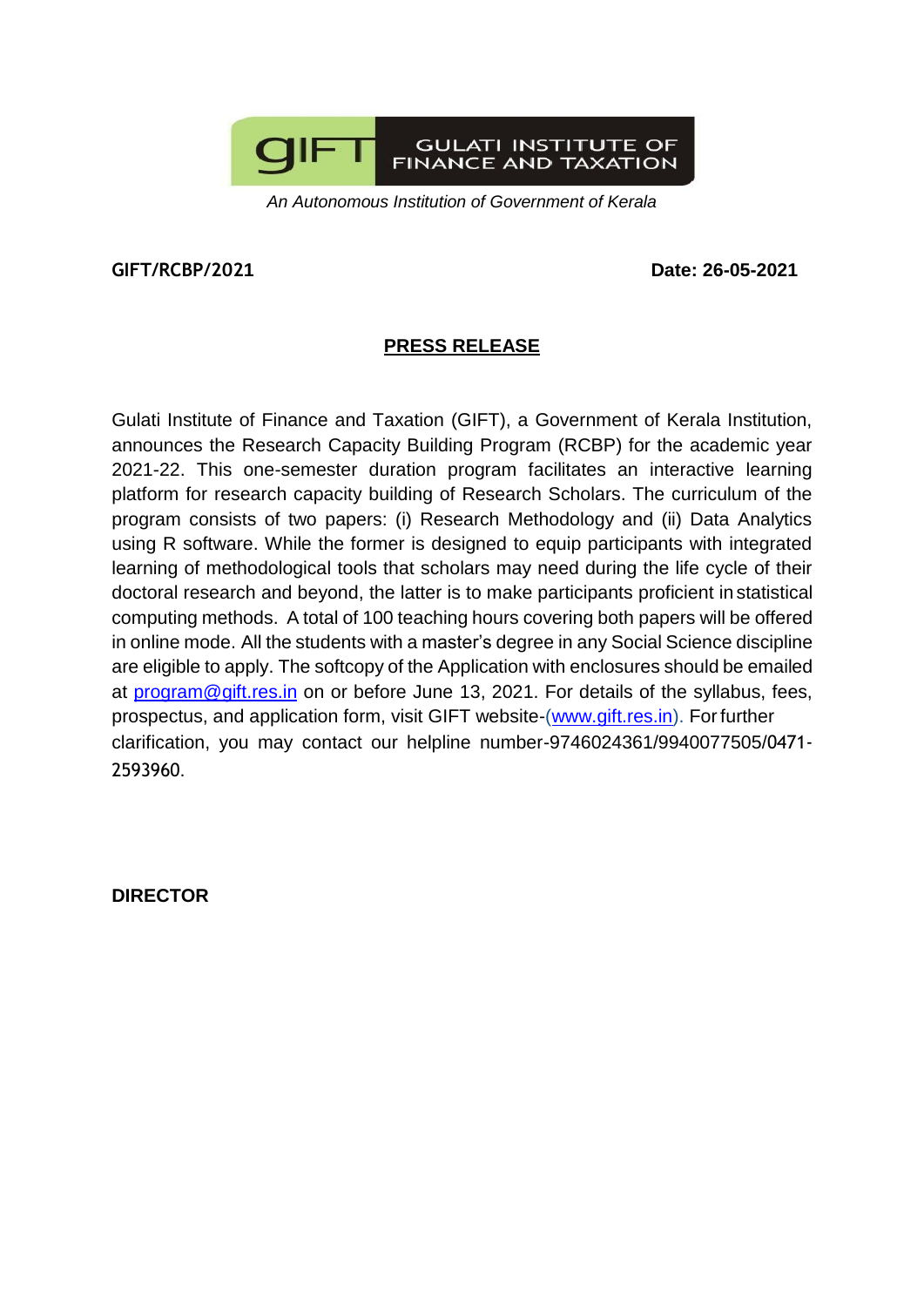GULATI INSTITUTE OF FINANCE AND TAXATION

*An Autonomous Institution of Government of Kerala*

**GIFT/RCBP/2021** **Date: 26-05-2021**

## PRESS RELEASE

Gulati Institute of Finance and Taxation (GIFT), a Government of Kerala Institution, announces the Research Capacity Building Program (RCBP) for the academic year 2021-22. This one-semester duration program facilitates an interactive learning platform for research capacity building of Research Scholars. The curriculum of the program consists of two papers: (i) Research Methodology and (ii) Data Analytics using R software. While the former is designed to equip participants with integrated learning of methodological tools that scholars may need during the life cycle of their doctoral research and beyond, the latter is to make participants proficient in statistical computing methods. A total of 100 teaching hours covering both papers will be offered in online mode. All the students with a master's degree in any Social Science discipline are eligible to apply. The softcopy of the Application with enclosures should be emailed at program@gift.res.in on or before June 13, 2021. For details of the syllabus, fees, prospectus, and application form, visit GIFT website-(www.gift.res.in). For further clarification, you may contact our helpline number-9746024361/9940077505/0471-2593960.

**DIRECTOR**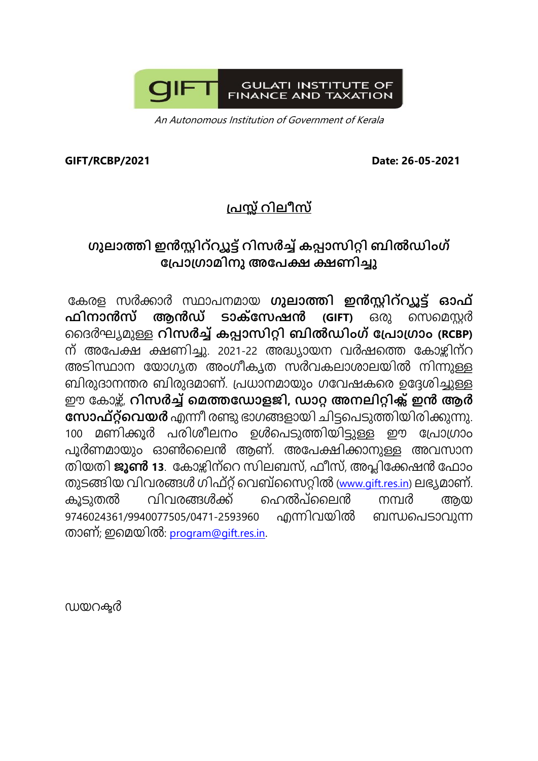GULATI INSTITUTE OF FINANCE AND TAXATION

*An Autonomous Institution of Government of Kerala*

**GIFT/RCBP/2021** **Date: 26-05-2021**

## <u>പ്രസ്സ് റിലീസ്</u>

## ഗുലാത്തി ഇൻസ്റ്റിറ്റ്യൂട്ട് റിസർച്ച് കപ്പാസിറ്റി ബിൽഡിംഗ് പ്രോഗ്രാമിനു അപേക്ഷ ക്ഷണിച്ചു

കേരള സർക്കാർ സ്ഥാപനമായ **ഗുലാത്തി ഇൻസ്റ്റിറ്റ്യൂട്ട് ഓഫ് ഫിനാൻസ് ആൻഡ് ടാക്സേഷൻ (GIFT)** ഒരു സെമെസ്റ്റർ ദൈർഘ്യമുള്ള **റിസർച്ച് കപ്പാസിറ്റി ബിൽഡിംഗ് പ്രോഗ്രാം (RCBP)** ന് അപേക്ഷ ക്ഷണിച്ചു. 2021-22 അദ്ധ്യായന വർഷത്തെ കോഴ്സിന്റെ അടിസ്ഥാന യോഗ്യത അംഗീകൃത സർവകലാശാലയിൽ നിന്നുള്ള ബിരുദാനന്തര ബിരുദമാണ്. പ്രധാനമായും ഗവേഷകരെ ഉദ്ദേശിച്ചുള്ള ഈ കോഴ്സ്, **റിസർച്ച് മെത്തഡോളജി, ഡാറ്റ അനലിറ്റിക്സ് ഇൻ ആർ സോഫ്റ്റ്വെയർ** എന്നീ രണ്ടു ഭാഗങ്ങളായി ചിട്ടപെടുത്തിയിരിക്കുന്നു. 100 മണിക്കൂർ പരിശീലനം ഉൾപെടുത്തിയിട്ടുള്ള ഈ പ്രോഗ്രാം പൂർണമായും ഓൺലൈൻ ആണ്. അപേക്ഷിക്കാനുള്ള അവസാന തിയതി **ജൂൺ 13**. കോഴ്സിന്റെ സിലബസ്, ഫീസ്, അപ്ലിക്കേഷൻ ഫോം തുടങ്ങിയ വിവരങ്ങൾ ഗിഫ്റ്റ് വെബ്സൈറ്റിൽ (www.gift.res.in) ലഭ്യമാണ്. കൂടുതൽ വിവരങ്ങൾക്ക് ഹെൽപ്ലൈൻ നമ്പർ ആയ 9746024361/9940077505/0471-2593960 എന്നിവയിൽ ബന്ധപെടാവുന്നതാണ്; ഇമെയിൽ: program@gift.res.in.

ഡയറക്ടർ